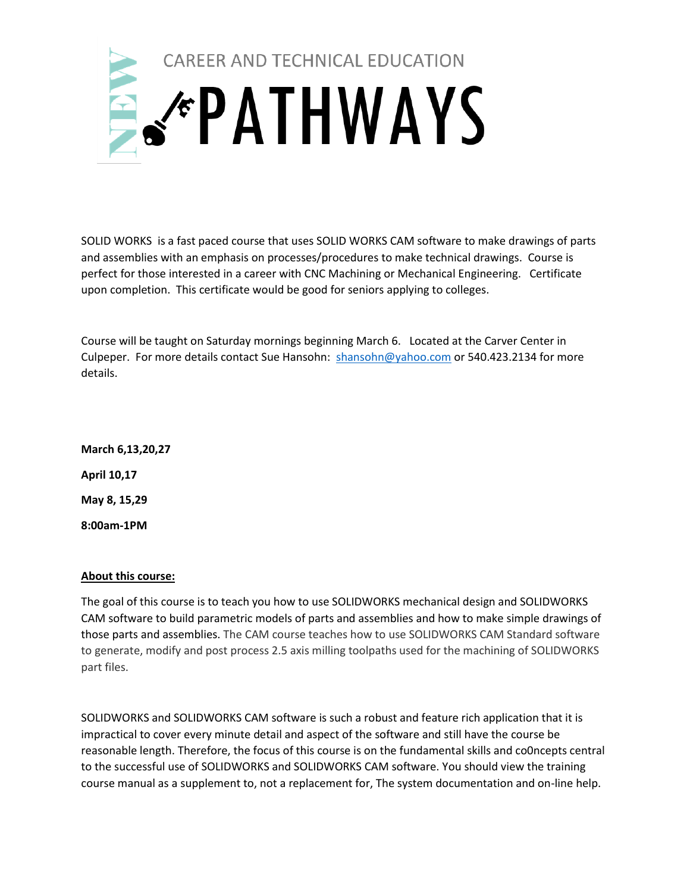CAREER AND TECHNICAL EDUCATION

NEW PATHWAYS

SOLID WORKS is a fast paced course that uses SOLID WORKS CAM software to make drawings of parts and assemblies with an emphasis on processes/procedures to make technical drawings. Course is perfect for those interested in a career with CNC Machining or Mechanical Engineering. Certificate upon completion. This certificate would be good for seniors applying to colleges.

Course will be taught on Saturday mornings beginning March 6. Located at the Carver Center in Culpeper. For more details contact Sue Hansohn: shansohn@yahoo.com or 540.423.2134 for more details.

**March 6,13,20,27**

**April 10,17**

**May 8, 15,29**

**8:00am-1PM**

**About this course:**

The goal of this course is to teach you how to use SOLIDWORKS mechanical design and SOLIDWORKS CAM software to build parametric models of parts and assemblies and how to make simple drawings of those parts and assemblies. The CAM course teaches how to use SOLIDWORKS CAM Standard software to generate, modify and post process 2.5 axis milling toolpaths used for the machining of SOLIDWORKS part files.

SOLIDWORKS and SOLIDWORKS CAM software is such a robust and feature rich application that it is impractical to cover every minute detail and aspect of the software and still have the course be reasonable length. Therefore, the focus of this course is on the fundamental skills and co0ncepts central to the successful use of SOLIDWORKS and SOLIDWORKS CAM software. You should view the training course manual as a supplement to, not a replacement for, The system documentation and on-line help.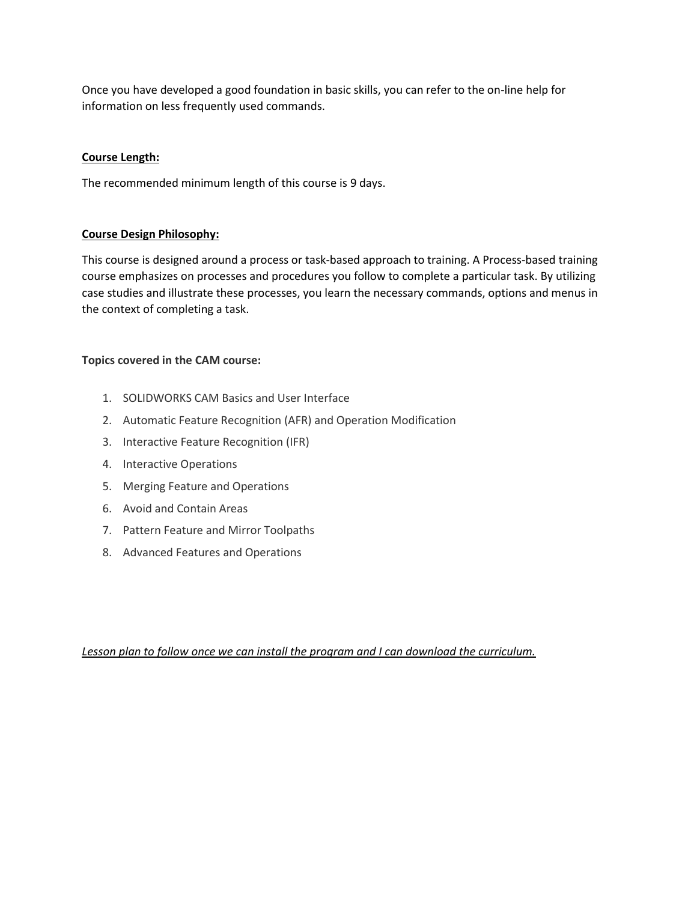Once you have developed a good foundation in basic skills, you can refer to the on-line help for information on less frequently used commands.

**<u>Course Length:</u>**

The recommended minimum length of this course is 9 days.

**<u>Course Design Philosophy:</u>**

This course is designed around a process or task-based approach to training. A Process-based training course emphasizes on processes and procedures you follow to complete a particular task. By utilizing case studies and illustrate these processes, you learn the necessary commands, options and menus in the context of completing a task.

**Topics covered in the CAM course:**

1. SOLIDWORKS CAM Basics and User Interface
2. Automatic Feature Recognition (AFR) and Operation Modification
3. Interactive Feature Recognition (IFR)
4. Interactive Operations
5. Merging Feature and Operations
6. Avoid and Contain Areas
7. Pattern Feature and Mirror Toolpaths
8. Advanced Features and Operations

*<u>Lesson plan to follow once we can install the program and I can download the curriculum.</u>*